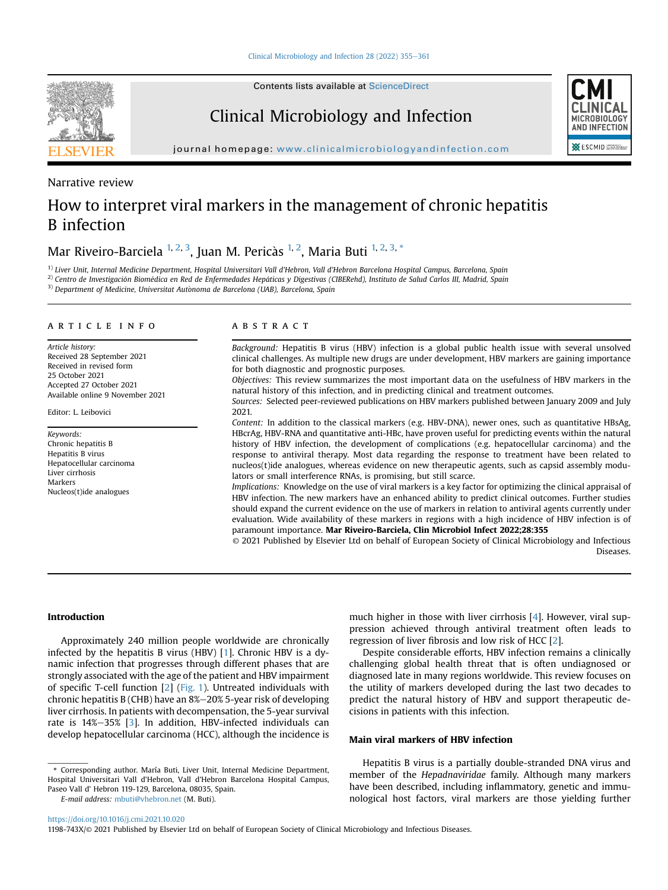Narrative review

# How to interpret viral markers in the management of chronic hepatitis B infection

Mar Riveiro-Barciela [1,2,3], Juan M. Pericàs [1,2], Maria Buti [1,2,3,*]

[1] Liver Unit, Internal Medicine Department, Hospital Universitari Vall d'Hebron, Vall d'Hebron Barcelona Hospital Campus, Barcelona, Spain
[2] Centro de Investigación Biomédica en Red de Enfermedades Hepáticas y Digestivas (CIBERehd), Instituto de Salud Carlos III, Madrid, Spain
[3] Department of Medicine, Universitat Autònoma de Barcelona (UAB), Barcelona, Spain

**ARTICLE INFO**

*Article history:*
Received 28 September 2021
Received in revised form 25 October 2021
Accepted 27 October 2021
Available online 9 November 2021

Editor: L. Leibovici

*Keywords:*
Chronic hepatitis B
Hepatitis B virus
Hepatocellular carcinoma
Liver cirrhosis
Markers
Nucleos(t)ide analogues

**ABSTRACT**

*Background:* Hepatitis B virus (HBV) infection is a global public health issue with several unsolved clinical challenges. As multiple new drugs are under development, HBV markers are gaining importance for both diagnostic and prognostic purposes.

*Objectives:* This review summarizes the most important data on the usefulness of HBV markers in the natural history of this infection, and in predicting clinical and treatment outcomes.

*Sources:* Selected peer-reviewed publications on HBV markers published between January 2009 and July 2021.

*Content:* In addition to the classical markers (e.g. HBV-DNA), newer ones, such as quantitative HBsAg, HBcrAg, HBV-RNA and quantitative anti-HBc, have proven useful for predicting events within the natural history of HBV infection, the development of complications (e.g. hepatocellular carcinoma) and the response to antiviral therapy. Most data regarding the response to treatment have been related to nucleos(t)ide analogues, whereas evidence on new therapeutic agents, such as capsid assembly modulators or small interference RNAs, is promising, but still scarce.

*Implications:* Knowledge on the use of viral markers is a key factor for optimizing the clinical appraisal of HBV infection. The new markers have an enhanced ability to predict clinical outcomes. Further studies should expand the current evidence on the use of markers in relation to antiviral agents currently under evaluation. Wide availability of these markers in regions with a high incidence of HBV infection is of paramount importance. **Mar Riveiro-Barciela, Clin Microbiol Infect 2022;28:355**

© 2021 Published by Elsevier Ltd on behalf of European Society of Clinical Microbiology and Infectious Diseases.

## Introduction

Approximately 240 million people worldwide are chronically infected by the hepatitis B virus (HBV) [1]. Chronic HBV is a dynamic infection that progresses through different phases that are strongly associated with the age of the patient and HBV impairment of specific T-cell function [2] (Fig. 1). Untreated individuals with chronic hepatitis B (CHB) have an 8%–20% 5-year risk of developing liver cirrhosis. In patients with decompensation, the 5-year survival rate is 14%–35% [3]. In addition, HBV-infected individuals can develop hepatocellular carcinoma (HCC), although the incidence is much higher in those with liver cirrhosis [4]. However, viral suppression achieved through antiviral treatment often leads to regression of liver fibrosis and low risk of HCC [2].

Despite considerable efforts, HBV infection remains a clinically challenging global health threat that is often undiagnosed or diagnosed late in many regions worldwide. This review focuses on the utility of markers developed during the last two decades to predict the natural history of HBV and support therapeutic decisions in patients with this infection.

## Main viral markers of HBV infection

Hepatitis B virus is a partially double-stranded DNA virus and member of the *Hepadnaviridae* family. Although many markers have been described, including inflammatory, genetic and immunological host factors, viral markers are those yielding further

\* Corresponding author. María Buti, Liver Unit, Internal Medicine Department, Hospital Universitari Vall d'Hebron, Vall d'Hebron Barcelona Hospital Campus, Paseo Vall d' Hebron 119-129, Barcelona, 08035, Spain.
*E-mail address:* mbuti@vhebron.net (M. Buti).

https://doi.org/10.1016/j.cmi.2021.10.020
1198-743X/© 2021 Published by Elsevier Ltd on behalf of European Society of Clinical Microbiology and Infectious Diseases.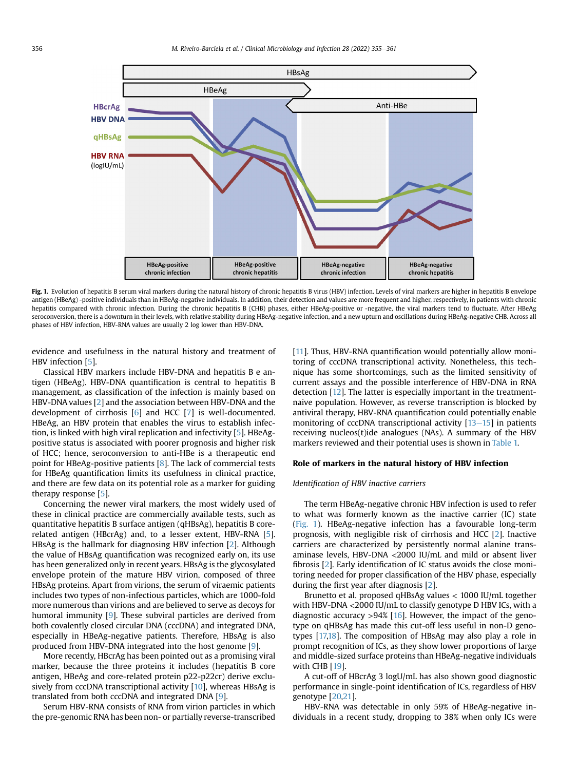Fig. 1. Evolution of hepatitis B serum viral markers during the natural history of chronic hepatitis B virus (HBV) infection. Levels of viral markers are higher in hepatitis B envelope antigen (HBeAg) -positive individuals than in HBeAg-negative individuals. In addition, their detection and values are more frequent and higher, respectively, in patients with chronic hepatitis compared with chronic infection. During the chronic hepatitis B (CHB) phases, either HBeAg-positive or -negative, the viral markers tend to fluctuate. After HBeAg seroconversion, there is a downturn in their levels, with relative stability during HBeAg-negative infection, and a new upturn and oscillations during HBeAg-negative CHB. Across all phases of HBV infection, HBV-RNA values are usually 2 log lower than HBV-DNA.

evidence and usefulness in the natural history and treatment of HBV infection [5].

Classical HBV markers include HBV-DNA and hepatitis B e antigen (HBeAg). HBV-DNA quantification is central to hepatitis B management, as classification of the infection is mainly based on HBV-DNA values [2] and the association between HBV-DNA and the development of cirrhosis [6] and HCC [7] is well-documented. HBeAg, an HBV protein that enables the virus to establish infection, is linked with high viral replication and infectivity [5]. HBeAg-positive status is associated with poorer prognosis and higher risk of HCC; hence, seroconversion to anti-HBe is a therapeutic end point for HBeAg-positive patients [8]. The lack of commercial tests for HBeAg quantification limits its usefulness in clinical practice, and there are few data on its potential role as a marker for guiding therapy response [5].

Concerning the newer viral markers, the most widely used of these in clinical practice are commercially available tests, such as quantitative hepatitis B surface antigen (qHBsAg), hepatitis B core-related antigen (HBcrAg) and, to a lesser extent, HBV-RNA [5]. HBsAg is the hallmark for diagnosing HBV infection [2]. Although the value of HBsAg quantification was recognized early on, its use has been generalized only in recent years. HBsAg is the glycosylated envelope protein of the mature HBV virion, composed of three HBsAg proteins. Apart from virions, the serum of viraemic patients includes two types of non-infectious particles, which are 1000-fold more numerous than virions and are believed to serve as decoys for humoral immunity [9]. These subviral particles are derived from both covalently closed circular DNA (cccDNA) and integrated DNA, especially in HBeAg-negative patients. Therefore, HBsAg is also produced from HBV-DNA integrated into the host genome [9].

More recently, HBcrAg has been pointed out as a promising viral marker, because the three proteins it includes (hepatitis B core antigen, HBeAg and core-related protein p22-p22cr) derive exclusively from cccDNA transcriptional activity [10], whereas HBsAg is translated from both cccDNA and integrated DNA [9].

Serum HBV-RNA consists of RNA from virion particles in which the pre-genomic RNA has been non- or partially reverse-transcribed [11]. Thus, HBV-RNA quantification would potentially allow monitoring of cccDNA transcriptional activity. Nonetheless, this technique has some shortcomings, such as the limited sensitivity of current assays and the possible interference of HBV-DNA in RNA detection [12]. The latter is especially important in the treatment-naive population. However, as reverse transcription is blocked by antiviral therapy, HBV-RNA quantification could potentially enable monitoring of cccDNA transcriptional activity [13–15] in patients receiving nucleos(t)ide analogues (NAs). A summary of the HBV markers reviewed and their potential uses is shown in Table 1.

## Role of markers in the natural history of HBV infection

### *Identification of HBV inactive carriers*

The term HBeAg-negative chronic HBV infection is used to refer to what was formerly known as the inactive carrier (IC) state (Fig. 1). HBeAg-negative infection has a favourable long-term prognosis, with negligible risk of cirrhosis and HCC [2]. Inactive carriers are characterized by persistently normal alanine transaminase levels, HBV-DNA <2000 IU/mL and mild or absent liver fibrosis [2]. Early identification of IC status avoids the close monitoring needed for proper classification of the HBV phase, especially during the first year after diagnosis [2].

Brunetto et al. proposed qHBsAg values < 1000 IU/mL together with HBV-DNA <2000 IU/mL to classify genotype D HBV ICs, with a diagnostic accuracy >94% [16]. However, the impact of the genotype on qHBsAg has made this cut-off less useful in non-D genotypes [17,18]. The composition of HBsAg may also play a role in prompt recognition of ICs, as they show lower proportions of large and middle-sized surface proteins than HBeAg-negative individuals with CHB [19].

A cut-off of HBcrAg 3 logU/mL has also shown good diagnostic performance in single-point identification of ICs, regardless of HBV genotype [20,21].

HBV-RNA was detectable in only 59% of HBeAg-negative individuals in a recent study, dropping to 38% when only ICs were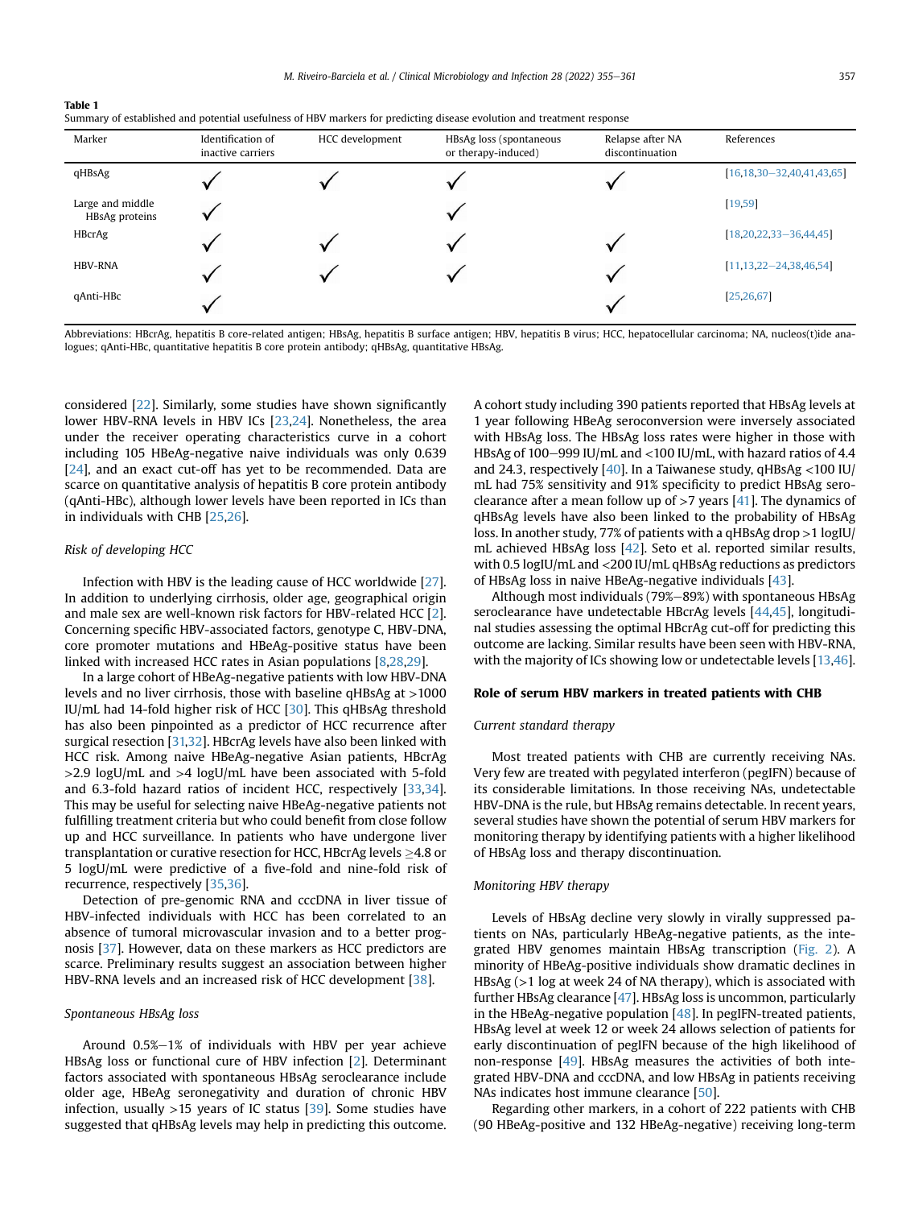**Table 1**
Summary of established and potential usefulness of HBV markers for predicting disease evolution and treatment response

| Marker | Identification of inactive carriers | HCC development | HBsAg loss (spontaneous or therapy-induced) | Relapse after NA discontinuation | References |
|---|---|---|---|---|---|
| qHBsAg | ✓ | ✓ | ✓ | ✓ | [16,18,30–32,40,41,43,65] |
| Large and middle HBsAg proteins | ✓ | | ✓ | | [19,59] |
| HBcrAg | ✓ | ✓ | ✓ | ✓ | [18,20,22,33–36,44,45] |
| HBV-RNA | ✓ | ✓ | ✓ | ✓ | [11,13,22–24,38,46,54] |
| qAnti-HBc | ✓ | | | ✓ | [25,26,67] |

Abbreviations: HBcrAg, hepatitis B core-related antigen; HBsAg, hepatitis B surface antigen; HBV, hepatitis B virus; HCC, hepatocellular carcinoma; NA, nucleos(t)ide analogues; qAnti-HBc, quantitative hepatitis B core protein antibody; qHBsAg, quantitative HBsAg.

considered [22]. Similarly, some studies have shown significantly lower HBV-RNA levels in HBV ICs [23,24]. Nonetheless, the area under the receiver operating characteristics curve in a cohort including 105 HBeAg-negative naive individuals was only 0.639 [24], and an exact cut-off has yet to be recommended. Data are scarce on quantitative analysis of hepatitis B core protein antibody (qAnti-HBc), although lower levels have been reported in ICs than in individuals with CHB [25,26].

*Risk of developing HCC*

Infection with HBV is the leading cause of HCC worldwide [27]. In addition to underlying cirrhosis, older age, geographical origin and male sex are well-known risk factors for HBV-related HCC [2]. Concerning specific HBV-associated factors, genotype C, HBV-DNA, core promoter mutations and HBeAg-positive status have been linked with increased HCC rates in Asian populations [8,28,29].

In a large cohort of HBeAg-negative patients with low HBV-DNA levels and no liver cirrhosis, those with baseline qHBsAg at >1000 IU/mL had 14-fold higher risk of HCC [30]. This qHBsAg threshold has also been pinpointed as a predictor of HCC recurrence after surgical resection [31,32]. HBcrAg levels have also been linked with HCC risk. Among naive HBeAg-negative Asian patients, HBcrAg >2.9 logU/mL and >4 logU/mL have been associated with 5-fold and 6.3-fold hazard ratios of incident HCC, respectively [33,34]. This may be useful for selecting naive HBeAg-negative patients not fulfilling treatment criteria but who could benefit from close follow up and HCC surveillance. In patients who have undergone liver transplantation or curative resection for HCC, HBcrAg levels ≥4.8 or 5 logU/mL were predictive of a five-fold and nine-fold risk of recurrence, respectively [35,36].

Detection of pre-genomic RNA and cccDNA in liver tissue of HBV-infected individuals with HCC has been correlated to an absence of tumoral microvascular invasion and to a better prognosis [37]. However, data on these markers as HCC predictors are scarce. Preliminary results suggest an association between higher HBV-RNA levels and an increased risk of HCC development [38].

*Spontaneous HBsAg loss*

Around 0.5%–1% of individuals with HBV per year achieve HBsAg loss or functional cure of HBV infection [2]. Determinant factors associated with spontaneous HBsAg seroclearance include older age, HBeAg seronegativity and duration of chronic HBV infection, usually >15 years of IC status [39]. Some studies have suggested that qHBsAg levels may help in predicting this outcome. A cohort study including 390 patients reported that HBsAg levels at 1 year following HBeAg seroconversion were inversely associated with HBsAg loss. The HBsAg loss rates were higher in those with HBsAg of 100–999 IU/mL and <100 IU/mL, with hazard ratios of 4.4 and 24.3, respectively [40]. In a Taiwanese study, qHBsAg <100 IU/mL had 75% sensitivity and 91% specificity to predict HBsAg seroclearance after a mean follow up of >7 years [41]. The dynamics of qHBsAg levels have also been linked to the probability of HBsAg loss. In another study, 77% of patients with a qHBsAg drop >1 logIU/mL achieved HBsAg loss [42]. Seto et al. reported similar results, with 0.5 logIU/mL and <200 IU/mL qHBsAg reductions as predictors of HBsAg loss in naive HBeAg-negative individuals [43].

Although most individuals (79%–89%) with spontaneous HBsAg seroclearance have undetectable HBcrAg levels [44,45], longitudinal studies assessing the optimal HBcrAg cut-off for predicting this outcome are lacking. Similar results have been seen with HBV-RNA, with the majority of ICs showing low or undetectable levels [13,46].

## Role of serum HBV markers in treated patients with CHB

*Current standard therapy*

Most treated patients with CHB are currently receiving NAs. Very few are treated with pegylated interferon (pegIFN) because of its considerable limitations. In those receiving NAs, undetectable HBV-DNA is the rule, but HBsAg remains detectable. In recent years, several studies have shown the potential of serum HBV markers for monitoring therapy by identifying patients with a higher likelihood of HBsAg loss and therapy discontinuation.

*Monitoring HBV therapy*

Levels of HBsAg decline very slowly in virally suppressed patients on NAs, particularly HBeAg-negative patients, as the integrated HBV genomes maintain HBsAg transcription (Fig. 2). A minority of HBeAg-positive individuals show dramatic declines in HBsAg (>1 log at week 24 of NA therapy), which is associated with further HBsAg clearance [47]. HBsAg loss is uncommon, particularly in the HBeAg-negative population [48]. In pegIFN-treated patients, HBsAg level at week 12 or week 24 allows selection of patients for early discontinuation of pegIFN because of the high likelihood of non-response [49]. HBsAg measures the activities of both integrated HBV-DNA and cccDNA, and low HBsAg in patients receiving NAs indicates host immune clearance [50].

Regarding other markers, in a cohort of 222 patients with CHB (90 HBeAg-positive and 132 HBeAg-negative) receiving long-term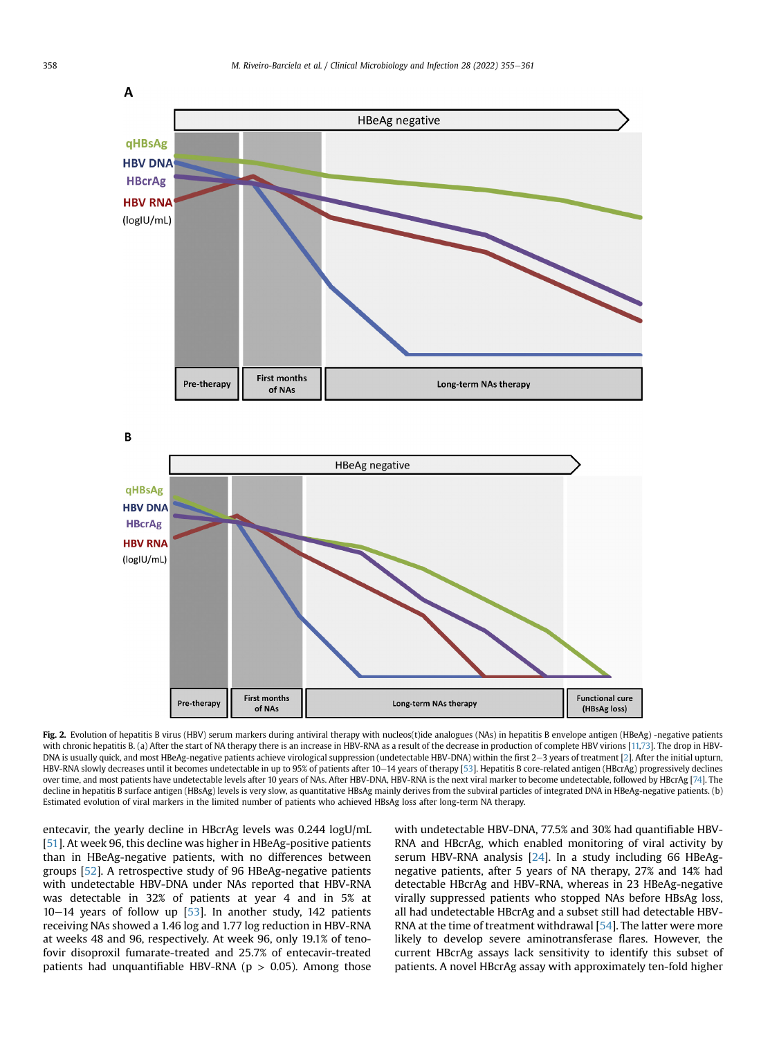**Fig. 2.** Evolution of hepatitis B virus (HBV) serum markers during antiviral therapy with nucleos(t)ide analogues (NAs) in hepatitis B envelope antigen (HBeAg) -negative patients with chronic hepatitis B. (a) After the start of NA therapy there is an increase in HBV-RNA as a result of the decrease in production of complete HBV virions [11,73]. The drop in HBV-DNA is usually quick, and most HBeAg-negative patients achieve virological suppression (undetectable HBV-DNA) within the first 2–3 years of treatment [2]. After the initial upturn, HBV-RNA slowly decreases until it becomes undetectable in up to 95% of patients after 10–14 years of therapy [53]. Hepatitis B core-related antigen (HBcrAg) progressively declines over time, and most patients have undetectable levels after 10 years of NAs. After HBV-DNA, HBV-RNA is the next viral marker to become undetectable, followed by HBcrAg [74]. The decline in hepatitis B surface antigen (HBsAg) levels is very slow, as quantitative HBsAg mainly derives from the subviral particles of integrated DNA in HBeAg-negative patients. (b) Estimated evolution of viral markers in the limited number of patients who achieved HBsAg loss after long-term NA therapy.

entecavir, the yearly decline in HBcrAg levels was 0.244 logU/mL [51]. At week 96, this decline was higher in HBeAg-positive patients than in HBeAg-negative patients, with no differences between groups [52]. A retrospective study of 96 HBeAg-negative patients with undetectable HBV-DNA under NAs reported that HBV-RNA was detectable in 32% of patients at year 4 and in 5% at 10–14 years of follow up [53]. In another study, 142 patients receiving NAs showed a 1.46 log and 1.77 log reduction in HBV-RNA at weeks 48 and 96, respectively. At week 96, only 19.1% of tenofovir disoproxil fumarate-treated and 25.7% of entecavir-treated patients had unquantifiable HBV-RNA ($p > 0.05$). Among those with undetectable HBV-DNA, 77.5% and 30% had quantifiable HBV-RNA and HBcrAg, which enabled monitoring of viral activity by serum HBV-RNA analysis [24]. In a study including 66 HBeAg-negative patients, after 5 years of NA therapy, 27% and 14% had detectable HBcrAg and HBV-RNA, whereas in 23 HBeAg-negative virally suppressed patients who stopped NAs before HBsAg loss, all had undetectable HBcrAg and a subset still had detectable HBV-RNA at the time of treatment withdrawal [54]. The latter were more likely to develop severe aminotransferase flares. However, the current HBcrAg assays lack sensitivity to identify this subset of patients. A novel HBcrAg assay with approximately ten-fold higher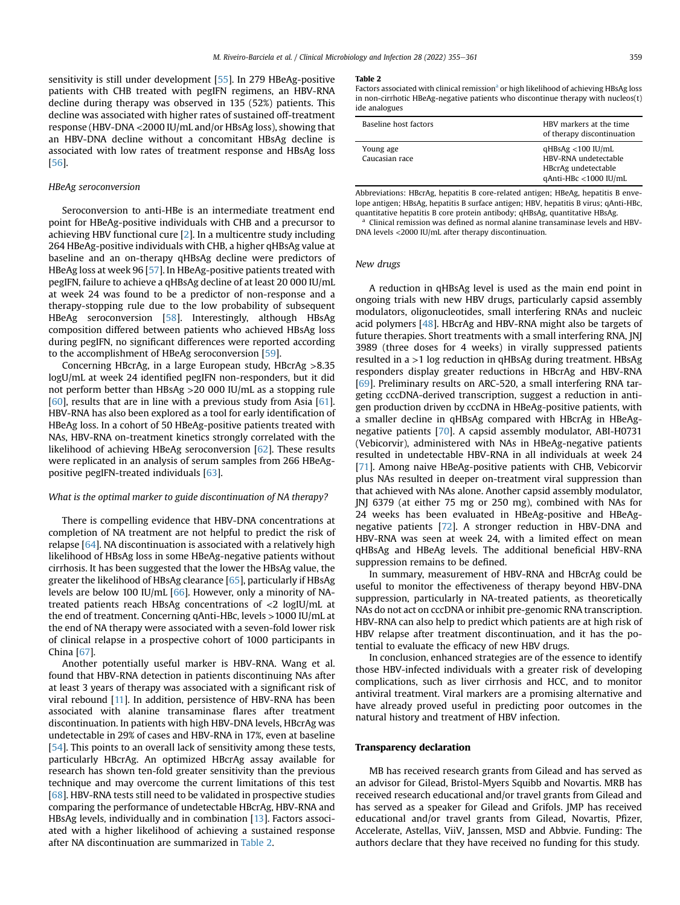sensitivity is still under development [55]. In 279 HBeAg-positive patients with CHB treated with pegIFN regimens, an HBV-RNA decline during therapy was observed in 135 (52%) patients. This decline was associated with higher rates of sustained off-treatment response (HBV-DNA <2000 IU/mL and/or HBsAg loss), showing that an HBV-DNA decline without a concomitant HBsAg decline is associated with low rates of treatment response and HBsAg loss [56].

*HBeAg seroconversion*

Seroconversion to anti-HBe is an intermediate treatment end point for HBeAg-positive individuals with CHB and a precursor to achieving HBV functional cure [2]. In a multicentre study including 264 HBeAg-positive individuals with CHB, a higher qHBsAg value at baseline and an on-therapy qHBsAg decline were predictors of HBeAg loss at week 96 [57]. In HBeAg-positive patients treated with pegIFN, failure to achieve a qHBsAg decline of at least 20 000 IU/mL at week 24 was found to be a predictor of non-response and a therapy-stopping rule due to the low probability of subsequent HBeAg seroconversion [58]. Interestingly, although HBsAg composition differed between patients who achieved HBsAg loss during pegIFN, no significant differences were reported according to the accomplishment of HBeAg seroconversion [59].

Concerning HBcrAg, in a large European study, HBcrAg >8.35 logU/mL at week 24 identified pegIFN non-responders, but it did not perform better than HBsAg >20 000 IU/mL as a stopping rule [60], results that are in line with a previous study from Asia [61]. HBV-RNA has also been explored as a tool for early identification of HBeAg loss. In a cohort of 50 HBeAg-positive patients treated with NAs, HBV-RNA on-treatment kinetics strongly correlated with the likelihood of achieving HBeAg seroconversion [62]. These results were replicated in an analysis of serum samples from 266 HBeAg-positive pegIFN-treated individuals [63].

*What is the optimal marker to guide discontinuation of NA therapy?*

There is compelling evidence that HBV-DNA concentrations at completion of NA treatment are not helpful to predict the risk of relapse [64]. NA discontinuation is associated with a relatively high likelihood of HBsAg loss in some HBeAg-negative patients without cirrhosis. It has been suggested that the lower the HBsAg value, the greater the likelihood of HBsAg clearance [65], particularly if HBsAg levels are below 100 IU/mL [66]. However, only a minority of NA-treated patients reach HBsAg concentrations of <2 logIU/mL at the end of treatment. Concerning qAnti-HBc, levels >1000 IU/mL at the end of NA therapy were associated with a seven-fold lower risk of clinical relapse in a prospective cohort of 1000 participants in China [67].

Another potentially useful marker is HBV-RNA. Wang et al. found that HBV-RNA detection in patients discontinuing NAs after at least 3 years of therapy was associated with a significant risk of viral rebound [11]. In addition, persistence of HBV-RNA has been associated with alanine transaminase flares after treatment discontinuation. In patients with high HBV-DNA levels, HBcrAg was undetectable in 29% of cases and HBV-RNA in 17%, even at baseline [54]. This points to an overall lack of sensitivity among these tests, particularly HBcrAg. An optimized HBcrAg assay available for research has shown ten-fold greater sensitivity than the previous technique and may overcome the current limitations of this test [68]. HBV-RNA tests still need to be validated in prospective studies comparing the performance of undetectable HBcrAg, HBV-RNA and HBsAg levels, individually and in combination [13]. Factors associated with a higher likelihood of achieving a sustained response after NA discontinuation are summarized in Table 2.

**Table 2**
Factors associated with clinical remission[a] or high likelihood of achieving HBsAg loss in non-cirrhotic HBeAg-negative patients who discontinue therapy with nucleos(t)ide analogues

| Baseline host factors | HBV markers at the time of therapy discontinuation |
|---|---|
| Young age<br>Caucasian race | qHBsAg <100 IU/mL<br>HBV-RNA undetectable<br>HBcrAg undetectable<br>qAnti-HBc <1000 IU/mL |

Abbreviations: HBcrAg, hepatitis B core-related antigen; HBeAg, hepatitis B envelope antigen; HBsAg, hepatitis B surface antigen; HBV, hepatitis B virus; qAnti-HBc, quantitative hepatitis B core protein antibody; qHBsAg, quantitative HBsAg.
[a] Clinical remission was defined as normal alanine transaminase levels and HBV-DNA levels <2000 IU/mL after therapy discontinuation.

*New drugs*

A reduction in qHBsAg level is used as the main end point in ongoing trials with new HBV drugs, particularly capsid assembly modulators, oligonucleotides, small interfering RNAs and nucleic acid polymers [48]. HBcrAg and HBV-RNA might also be targets of future therapies. Short treatments with a small interfering RNA, JNJ 3989 (three doses for 4 weeks) in virally suppressed patients resulted in a >1 log reduction in qHBsAg during treatment. HBsAg responders display greater reductions in HBcrAg and HBV-RNA [69]. Preliminary results on ARC-520, a small interfering RNA targeting cccDNA-derived transcription, suggest a reduction in antigen production driven by cccDNA in HBeAg-positive patients, with a smaller decline in qHBsAg compared with HBcrAg in HBeAg-negative patients [70]. A capsid assembly modulator, ABI-H0731 (Vebicorvir), administered with NAs in HBeAg-negative patients resulted in undetectable HBV-RNA in all individuals at week 24 [71]. Among naive HBeAg-positive patients with CHB, Vebicorvir plus NAs resulted in deeper on-treatment viral suppression than that achieved with NAs alone. Another capsid assembly modulator, JNJ 6379 (at either 75 mg or 250 mg), combined with NAs for 24 weeks has been evaluated in HBeAg-positive and HBeAg-negative patients [72]. A stronger reduction in HBV-DNA and HBV-RNA was seen at week 24, with a limited effect on mean qHBsAg and HBeAg levels. The additional beneficial HBV-RNA suppression remains to be defined.

In summary, measurement of HBV-RNA and HBcrAg could be useful to monitor the effectiveness of therapy beyond HBV-DNA suppression, particularly in NA-treated patients, as theoretically NAs do not act on cccDNA or inhibit pre-genomic RNA transcription. HBV-RNA can also help to predict which patients are at high risk of HBV relapse after treatment discontinuation, and it has the potential to evaluate the efficacy of new HBV drugs.

In conclusion, enhanced strategies are of the essence to identify those HBV-infected individuals with a greater risk of developing complications, such as liver cirrhosis and HCC, and to monitor antiviral treatment. Viral markers are a promising alternative and have already proved useful in predicting poor outcomes in the natural history and treatment of HBV infection.

## Transparency declaration

MB has received research grants from Gilead and has served as an advisor for Gilead, Bristol-Myers Squibb and Novartis. MRB has received research educational and/or travel grants from Gilead and has served as a speaker for Gilead and Grifols. JMP has received educational and/or travel grants from Gilead, Novartis, Pfizer, Accelerate, Astellas, ViiV, Janssen, MSD and Abbvie. Funding: The authors declare that they have received no funding for this study.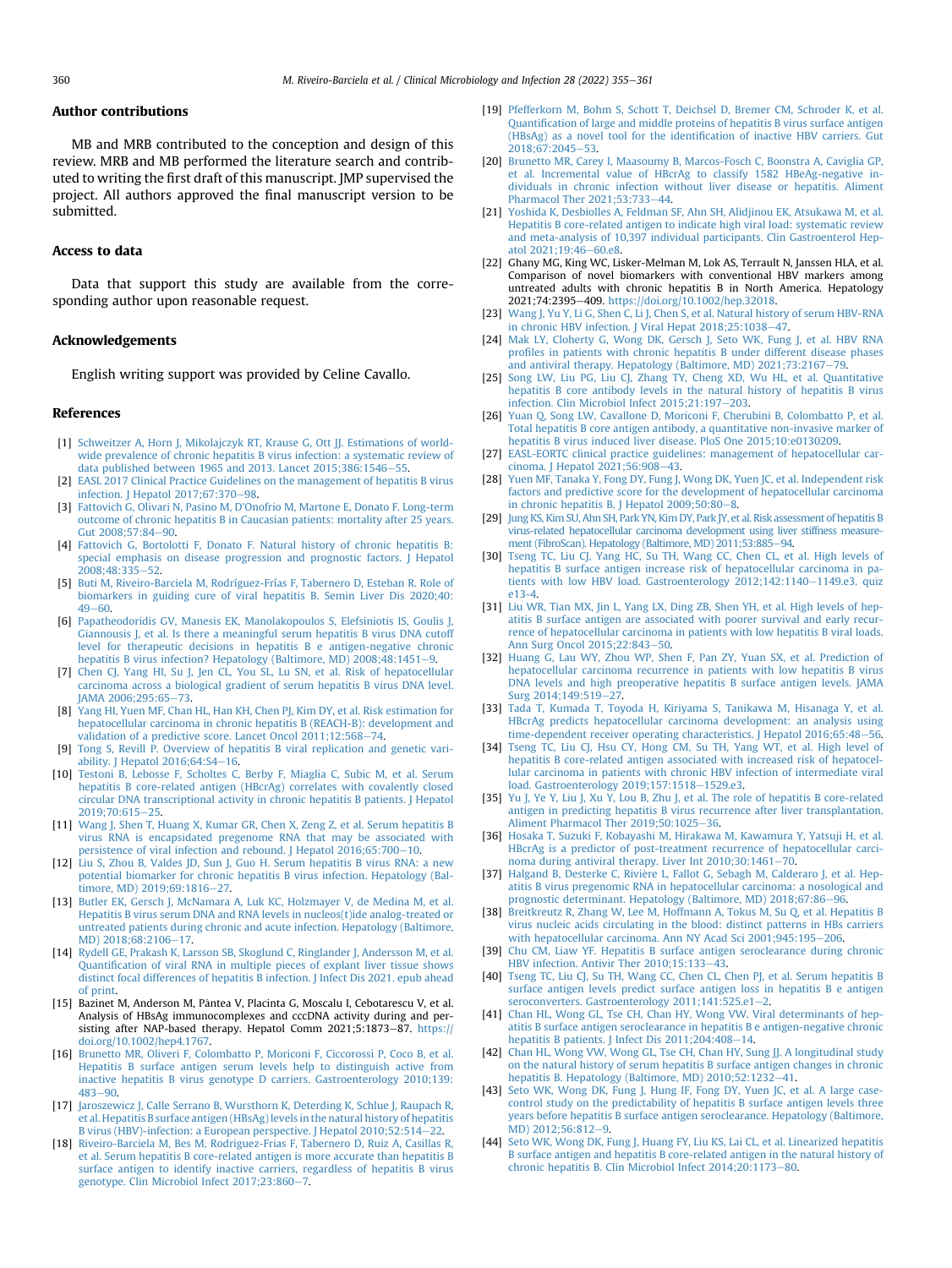## Author contributions

MB and MRB contributed to the conception and design of this review. MRB and MB performed the literature search and contributed to writing the first draft of this manuscript. JMP supervised the project. All authors approved the final manuscript version to be submitted.

## Access to data

Data that support this study are available from the corresponding author upon reasonable request.

## Acknowledgements

English writing support was provided by Celine Cavallo.

## References

[1] Schweitzer A, Horn J, Mikolajczyk RT, Krause G, Ott JJ. Estimations of worldwide prevalence of chronic hepatitis B virus infection: a systematic review of data published between 1965 and 2013. Lancet 2015;386:1546–55.

[2] EASL 2017 Clinical Practice Guidelines on the management of hepatitis B virus infection. J Hepatol 2017;67:370–98.

[3] Fattovich G, Olivari N, Pasino M, D'Onofrio M, Martone E, Donato F. Long-term outcome of chronic hepatitis B in Caucasian patients: mortality after 25 years. Gut 2008;57:84–90.

[4] Fattovich G, Bortolotti F, Donato F. Natural history of chronic hepatitis B: special emphasis on disease progression and prognostic factors. J Hepatol 2008;48:335–52.

[5] Buti M, Riveiro-Barciela M, Rodríguez-Frías F, Tabernero D, Esteban R. Role of biomarkers in guiding cure of viral hepatitis B. Semin Liver Dis 2020;40:49–60.

[6] Papatheodoridis GV, Manesis EK, Manolakopoulos S, Elefsiniotis IS, Goulis J, Giannousis J, et al. Is there a meaningful serum hepatitis B virus DNA cutoff level for therapeutic decisions in hepatitis B e antigen-negative chronic hepatitis B virus infection? Hepatology (Baltimore, MD) 2008;48:1451–9.

[7] Chen CJ, Yang HI, Su J, Jen CL, You SL, Lu SN, et al. Risk of hepatocellular carcinoma across a biological gradient of serum hepatitis B virus DNA level. JAMA 2006;295:65–73.

[8] Yang HI, Yuen MF, Chan HL, Han KH, Chen PJ, Kim DY, et al. Risk estimation for hepatocellular carcinoma in chronic hepatitis B (REACH-B): development and validation of a predictive score. Lancet Oncol 2011;12:568–74.

[9] Tong S, Revill P. Overview of hepatitis B viral replication and genetic variability. J Hepatol 2016;64:S4–16.

[10] Testoni B, Lebosse F, Scholtes C, Berby F, Miaglia C, Subic M, et al. Serum hepatitis B core-related antigen (HBcrAg) correlates with covalently closed circular DNA transcriptional activity in chronic hepatitis B patients. J Hepatol 2019;70:615–25.

[11] Wang J, Shen T, Huang X, Kumar GR, Chen X, Zeng Z, et al. Serum hepatitis B virus RNA is encapsidated pregenome RNA that may be associated with persistence of viral infection and rebound. J Hepatol 2016;65:700–10.

[12] Liu S, Zhou B, Valdes JD, Sun J, Guo H. Serum hepatitis B virus RNA: a new potential biomarker for chronic hepatitis B virus infection. Hepatology (Baltimore, MD) 2019;69:1816–27.

[13] Butler EK, Gersch J, McNamara A, Luk KC, Holzmayer V, de Medina M, et al. Hepatitis B virus serum DNA and RNA levels in nucleos(t)ide analog-treated or untreated patients during chronic and acute infection. Hepatology (Baltimore, MD) 2018;68:2106–17.

[14] Rydell GE, Prakash K, Larsson SB, Skoglund C, Ringlander J, Andersson M, et al. Quantification of viral RNA in multiple pieces of explant liver tissue shows distinct focal differences of hepatitis B infection. J Infect Dis 2021. epub ahead of print.

[15] Bazinet M, Anderson M, Pântea V, Placinta G, Moscalu I, Cebotarescu V, et al. Analysis of HBsAg immunocomplexes and cccDNA activity during and persisting after NAP-based therapy. Hepatol Comm 2021;5:1873–87. https://doi.org/10.1002/hep4.1767.

[16] Brunetto MR, Oliveri F, Colombatto P, Moriconi F, Ciccorossi P, Coco B, et al. Hepatitis B surface antigen serum levels help to distinguish active from inactive hepatitis B virus genotype D carriers. Gastroenterology 2010;139:483–90.

[17] Jaroszewicz J, Calle Serrano B, Wursthorn K, Deterding K, Schlue J, Raupach R, et al. Hepatitis B surface antigen (HBsAg) levels in the natural history of hepatitis B virus (HBV)-infection: a European perspective. J Hepatol 2010;52:514–22.

[18] Riveiro-Barciela M, Bes M, Rodriguez-Frias F, Tabernero D, Ruiz A, Casillas R, et al. Serum hepatitis B core-related antigen is more accurate than hepatitis B surface antigen to identify inactive carriers, regardless of hepatitis B virus genotype. Clin Microbiol Infect 2017;23:860–7.

[19] Pfefferkorn M, Bohm S, Schott T, Deichsel D, Bremer CM, Schroder K, et al. Quantification of large and middle proteins of hepatitis B virus surface antigen (HBsAg) as a novel tool for the identification of inactive HBV carriers. Gut 2018;67:2045–53.

[20] Brunetto MR, Carey I, Maasoumy B, Marcos-Fosch C, Boonstra A, Caviglia GP, et al. Incremental value of HBcrAg to classify 1582 HBeAg-negative individuals in chronic infection without liver disease or hepatitis. Aliment Pharmacol Ther 2021;53:733–44.

[21] Yoshida K, Desbiolles A, Feldman SF, Ahn SH, Alidjinou EK, Atsukawa M, et al. Hepatitis B core-related antigen to indicate high viral load: systematic review and meta-analysis of 10,397 individual participants. Clin Gastroenterol Hepatol 2021;19:46–60.e8.

[22] Ghany MG, King WC, Lisker-Melman M, Lok AS, Terrault N, Janssen HLA, et al. Comparison of novel biomarkers with conventional HBV markers among untreated adults with chronic hepatitis B in North America. Hepatology 2021;74:2395–409. https://doi.org/10.1002/hep.32018.

[23] Wang J, Yu Y, Li G, Shen C, Li J, Chen S, et al. Natural history of serum HBV-RNA in chronic HBV infection. J Viral Hepat 2018;25:1038–47.

[24] Mak LY, Cloherty G, Wong DK, Gersch J, Seto WK, Fung J, et al. HBV RNA profiles in patients with chronic hepatitis B under different disease phases and antiviral therapy. Hepatology (Baltimore, MD) 2021;73:2167–79.

[25] Song LW, Liu PG, Liu CJ, Zhang TY, Cheng XD, Wu HL, et al. Quantitative hepatitis B core antibody levels in the natural history of hepatitis B virus infection. Clin Microbiol Infect 2015;21:197–203.

[26] Yuan Q, Song LW, Cavallone D, Moriconi F, Cherubini B, Colombatto P, et al. Total hepatitis B core antigen antibody, a quantitative non-invasive marker of hepatitis B virus induced liver disease. PloS One 2015;10:e0130209.

[27] EASL-EORTC clinical practice guidelines: management of hepatocellular carcinoma. J Hepatol 2021;56:908–43.

[28] Yuen MF, Tanaka Y, Fong DY, Fung J, Wong DK, Yuen JC, et al. Independent risk factors and predictive score for the development of hepatocellular carcinoma in chronic hepatitis B. J Hepatol 2009;50:80–8.

[29] Jung KS, Kim SU, Ahn SH, Park YN, Kim DY, Park JY, et al. Risk assessment of hepatitis B virus-related hepatocellular carcinoma development using liver stiffness measurement (FibroScan). Hepatology (Baltimore, MD) 2011;53:885–94.

[30] Tseng TC, Liu CJ, Yang HC, Su TH, Wang CC, Chen CL, et al. High levels of hepatitis B surface antigen increase risk of hepatocellular carcinoma in patients with low HBV load. Gastroenterology 2012;142:1140–1149.e3. quiz e13-4.

[31] Liu WR, Tian MX, Jin L, Yang LX, Ding ZB, Shen YH, et al. High levels of hepatitis B surface antigen are associated with poorer survival and early recurrence of hepatocellular carcinoma in patients with low hepatitis B viral loads. Ann Surg Oncol 2015;22:843–50.

[32] Huang G, Lau WY, Zhou WP, Shen F, Pan ZY, Yuan SX, et al. Prediction of hepatocellular carcinoma recurrence in patients with low hepatitis B virus DNA levels and high preoperative hepatitis B surface antigen levels. JAMA Surg 2014;149:519–27.

[33] Tada T, Kumada T, Toyoda H, Kiriyama S, Tanikawa M, Hisanaga Y, et al. HBcrAg predicts hepatocellular carcinoma development: an analysis using time-dependent receiver operating characteristics. J Hepatol 2016;65:48–56.

[34] Tseng TC, Liu CJ, Hsu CY, Hong CM, Su TH, Yang WT, et al. High level of hepatitis B core-related antigen associated with increased risk of hepatocellular carcinoma in patients with chronic HBV infection of intermediate viral load. Gastroenterology 2019;157:1518–1529.e3.

[35] Yu J, Ye Y, Liu J, Xu Y, Lou B, Zhu J, et al. The role of hepatitis B core-related antigen in predicting hepatitis B virus recurrence after liver transplantation. Aliment Pharmacol Ther 2019;50:1025–36.

[36] Hosaka T, Suzuki F, Kobayashi M, Hirakawa M, Kawamura Y, Yatsuji H, et al. HBcrAg is a predictor of post-treatment recurrence of hepatocellular carcinoma during antiviral therapy. Liver Int 2010;30:1461–70.

[37] Halgand B, Desterke C, Rivière L, Fallot G, Sebagh M, Calderaro J, et al. Hepatitis B virus pregenomic RNA in hepatocellular carcinoma: a nosological and prognostic determinant. Hepatology (Baltimore, MD) 2018;67:86–96.

[38] Breitkreutz R, Zhang W, Lee M, Hoffmann A, Tokus M, Su Q, et al. Hepatitis B virus nucleic acids circulating in the blood: distinct patterns in HBs carriers with hepatocellular carcinoma. Ann NY Acad Sci 2001;945:195–206.

[39] Chu CM, Liaw YF. Hepatitis B surface antigen seroclearance during chronic HBV infection. Antivir Ther 2010;15:133–43.

[40] Tseng TC, Liu CJ, Su TH, Wang CC, Chen CL, Chen PJ, et al. Serum hepatitis B surface antigen levels predict surface antigen loss in hepatitis B e antigen seroconverters. Gastroenterology 2011;141:525.e1–2.

[41] Chan HL, Wong GL, Tse CH, Chan HY, Wong VW. Viral determinants of hepatitis B surface antigen seroclearance in hepatitis B e antigen-negative chronic hepatitis B patients. J Infect Dis 2011;204:408–14.

[42] Chan HL, Wong VW, Wong GL, Tse CH, Chan HY, Sung JJ. A longitudinal study on the natural history of serum hepatitis B surface antigen changes in chronic hepatitis B. Hepatology (Baltimore, MD) 2010;52:1232–41.

[43] Seto WK, Wong DK, Fung J, Hung IF, Fong DY, Yuen JC, et al. A large case-control study on the predictability of hepatitis B surface antigen levels three years before hepatitis B surface antigen seroclearance. Hepatology (Baltimore, MD) 2012;56:812–9.

[44] Seto WK, Wong DK, Fung J, Huang FY, Liu KS, Lai CL, et al. Linearized hepatitis B surface antigen and hepatitis B core-related antigen in the natural history of chronic hepatitis B. Clin Microbiol Infect 2014;20:1173–80.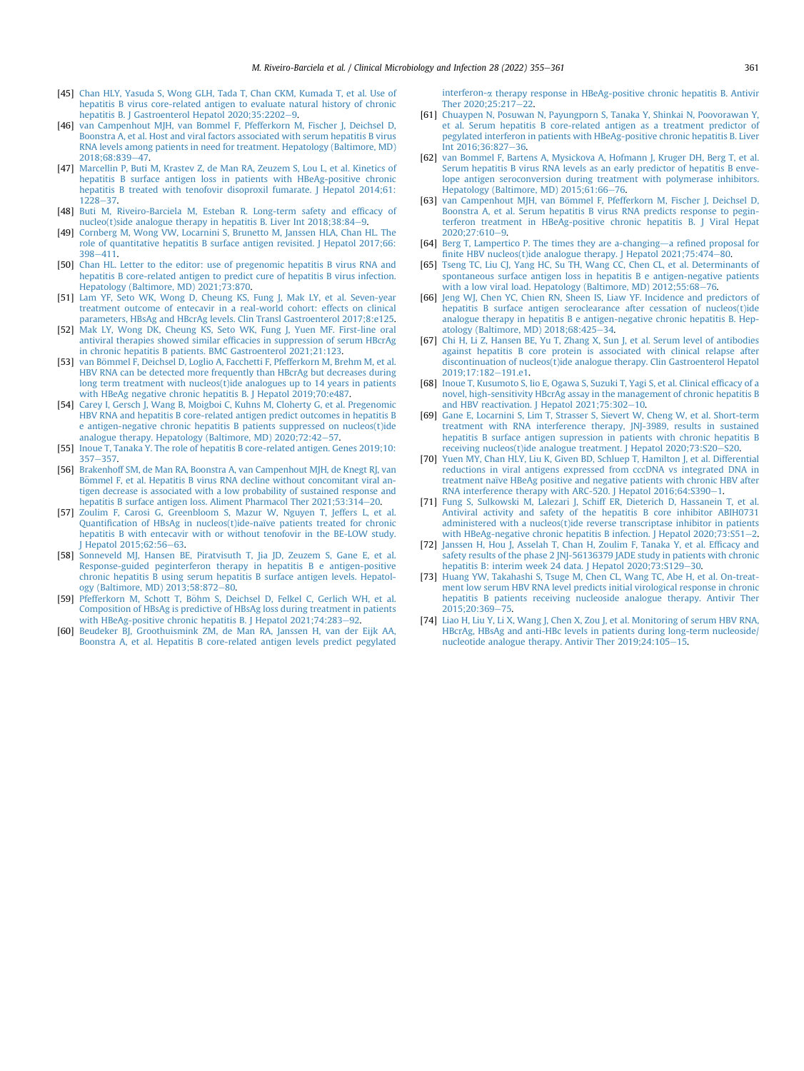[45] Chan HLY, Yasuda S, Wong GLH, Tada T, Chan CKM, Kumada T, et al. Use of hepatitis B virus core-related antigen to evaluate natural history of chronic hepatitis B. J Gastroenterol Hepatol 2020;35:2202–9.

[46] van Campenhout MJH, van Bommel F, Pfefferkorn M, Fischer J, Deichsel D, Boonstra A, et al. Host and viral factors associated with serum hepatitis B virus RNA levels among patients in need for treatment. Hepatology (Baltimore, MD) 2018;68:839–47.

[47] Marcellin P, Buti M, Krastev Z, de Man RA, Zeuzem S, Lou L, et al. Kinetics of hepatitis B surface antigen loss in patients with HBeAg-positive chronic hepatitis B treated with tenofovir disoproxil fumarate. J Hepatol 2014;61: 1228–37.

[48] Buti M, Riveiro-Barciela M, Esteban R. Long-term safety and efficacy of nucleo(t)side analogue therapy in hepatitis B. Liver Int 2018;38:84–9.

[49] Cornberg M, Wong VW, Locarnini S, Brunetto M, Janssen HLA, Chan HL. The role of quantitative hepatitis B surface antigen revisited. J Hepatol 2017;66: 398–411.

[50] Chan HL. Letter to the editor: use of pregenomic hepatitis B virus RNA and hepatitis B core-related antigen to predict cure of hepatitis B virus infection. Hepatology (Baltimore, MD) 2021;73:870.

[51] Lam YF, Seto WK, Wong D, Cheung KS, Fung J, Mak LY, et al. Seven-year treatment outcome of entecavir in a real-world cohort: effects on clinical parameters, HBsAg and HBcrAg levels. Clin Transl Gastroenterol 2017;8:e125.

[52] Mak LY, Wong DK, Cheung KS, Seto WK, Fung J, Yuen MF. First-line oral antiviral therapies showed similar efficacies in suppression of serum HBcrAg in chronic hepatitis B patients. BMC Gastroenterol 2021;21:123.

[53] van Bömmel F, Deichsel D, Loglio A, Facchetti F, Pfefferkorn M, Brehm M, et al. HBV RNA can be detected more frequently than HBcrAg but decreases during long term treatment with nucleos(t)ide analogues up to 14 years in patients with HBeAg negative chronic hepatitis B. J Hepatol 2019;70:e487.

[54] Carey I, Gersch J, Wang B, Moigboi C, Kuhns M, Cloherty G, et al. Pregenomic HBV RNA and hepatitis B core-related antigen predict outcomes in hepatitis B e antigen-negative chronic hepatitis B patients suppressed on nucleos(t)ide analogue therapy. Hepatology (Baltimore, MD) 2020;72:42–57.

[55] Inoue T, Tanaka Y. The role of hepatitis B core-related antigen. Genes 2019;10: 357–357.

[56] Brakenhoff SM, de Man RA, Boonstra A, van Campenhout MJH, de Knegt RJ, van Bömmel F, et al. Hepatitis B virus RNA decline without concomitant viral antigen decrease is associated with a low probability of sustained response and hepatitis B surface antigen loss. Aliment Pharmacol Ther 2021;53:314–20.

[57] Zoulim F, Carosi G, Greenbloom S, Mazur W, Nguyen T, Jeffers L, et al. Quantification of HBsAg in nucleos(t)ide-naïve patients treated for chronic hepatitis B with entecavir with or without tenofovir in the BE-LOW study. J Hepatol 2015;62:56–63.

[58] Sonneveld MJ, Hansen BE, Piratvisuth T, Jia JD, Zeuzem S, Gane E, et al. Response-guided peginterferon therapy in hepatitis B e antigen-positive chronic hepatitis B using serum hepatitis B surface antigen levels. Hepatology (Baltimore, MD) 2013;58:872–80.

[59] Pfefferkorn M, Schott T, Böhm S, Deichsel D, Felkel C, Gerlich WH, et al. Composition of HBsAg is predictive of HBsAg loss during treatment in patients with HBeAg-positive chronic hepatitis B. J Hepatol 2021;74:283–92.

[60] Beudeker BJ, Groothuismink ZM, de Man RA, Janssen H, van der Eijk AA, Boonstra A, et al. Hepatitis B core-related antigen levels predict pegylated interferon-α therapy response in HBeAg-positive chronic hepatitis B. Antivir Ther 2020;25:217–22.

[61] Chuaypen N, Posuwan N, Payungporn S, Tanaka Y, Shinkai N, Poovorawan Y, et al. Serum hepatitis B core-related antigen as a treatment predictor of pegylated interferon in patients with HBeAg-positive chronic hepatitis B. Liver Int 2016;36:827–36.

[62] van Bommel F, Bartens A, Mysickova A, Hofmann J, Kruger DH, Berg T, et al. Serum hepatitis B virus RNA levels as an early predictor of hepatitis B envelope antigen seroconversion during treatment with polymerase inhibitors. Hepatology (Baltimore, MD) 2015;61:66–76.

[63] van Campenhout MJH, van Bömmel F, Pfefferkorn M, Fischer J, Deichsel D, Boonstra A, et al. Serum hepatitis B virus RNA predicts response to peginterferon treatment in HBeAg-positive chronic hepatitis B. J Viral Hepat 2020;27:610–9.

[64] Berg T, Lampertico P. The times they are a-changing—a refined proposal for finite HBV nucleos(t)ide analogue therapy. J Hepatol 2021;75:474–80.

[65] Tseng TC, Liu CJ, Yang HC, Su TH, Wang CC, Chen CL, et al. Determinants of spontaneous surface antigen loss in hepatitis B e antigen-negative patients with a low viral load. Hepatology (Baltimore, MD) 2012;55:68–76.

[66] Jeng WJ, Chen YC, Chien RN, Sheen IS, Liaw YF. Incidence and predictors of hepatitis B surface antigen seroclearance after cessation of nucleos(t)ide analogue therapy in hepatitis B e antigen-negative chronic hepatitis B. Hepatology (Baltimore, MD) 2018;68:425–34.

[67] Chi H, Li Z, Hansen BE, Yu T, Zhang X, Sun J, et al. Serum level of antibodies against hepatitis B core protein is associated with clinical relapse after discontinuation of nucleos(t)ide analogue therapy. Clin Gastroenterol Hepatol 2019;17:182–191.e1.

[68] Inoue T, Kusumoto S, Iio E, Ogawa S, Suzuki T, Yagi S, et al. Clinical efficacy of a novel, high-sensitivity HBcrAg assay in the management of chronic hepatitis B and HBV reactivation. J Hepatol 2021;75:302–10.

[69] Gane E, Locarnini S, Lim T, Strasser S, Sievert W, Cheng W, et al. Short-term treatment with RNA interference therapy, JNJ-3989, results in sustained hepatitis B surface antigen supression in patients with chronic hepatitis B receiving nucleos(t)ide analogue treatment. J Hepatol 2020;73:S20–S20.

[70] Yuen MY, Chan HLY, Liu K, Given BD, Schluep T, Hamilton J, et al. Differential reductions in viral antigens expressed from cccDNA vs integrated DNA in treatment naïve HBeAg positive and negative patients with chronic HBV after RNA interference therapy with ARC-520. J Hepatol 2016;64:S390–1.

[71] Fung S, Sulkowski M, Lalezari J, Schiff ER, Dieterich D, Hassanein T, et al. Antiviral activity and safety of the hepatitis B core inhibitor ABIH0731 administered with a nucleos(t)ide reverse transcriptase inhibitor in patients with HBeAg-negative chronic hepatitis B infection. J Hepatol 2020;73:S51–2.

[72] Janssen H, Hou J, Asselah T, Chan H, Zoulim F, Tanaka Y, et al. Efficacy and safety results of the phase 2 JNJ-56136379 JADE study in patients with chronic hepatitis B: interim week 24 data. J Hepatol 2020;73:S129–30.

[73] Huang YW, Takahashi S, Tsuge M, Chen CL, Wang TC, Abe H, et al. On-treatment low serum HBV RNA level predicts initial virological response in chronic hepatitis B patients receiving nucleoside analogue therapy. Antivir Ther 2015;20:369–75.

[74] Liao H, Liu Y, Li X, Wang J, Chen X, Zou J, et al. Monitoring of serum HBV RNA, HBcrAg, HBsAg and anti-HBc levels in patients during long-term nucleoside/nucleotide analogue therapy. Antivir Ther 2019;24:105–15.